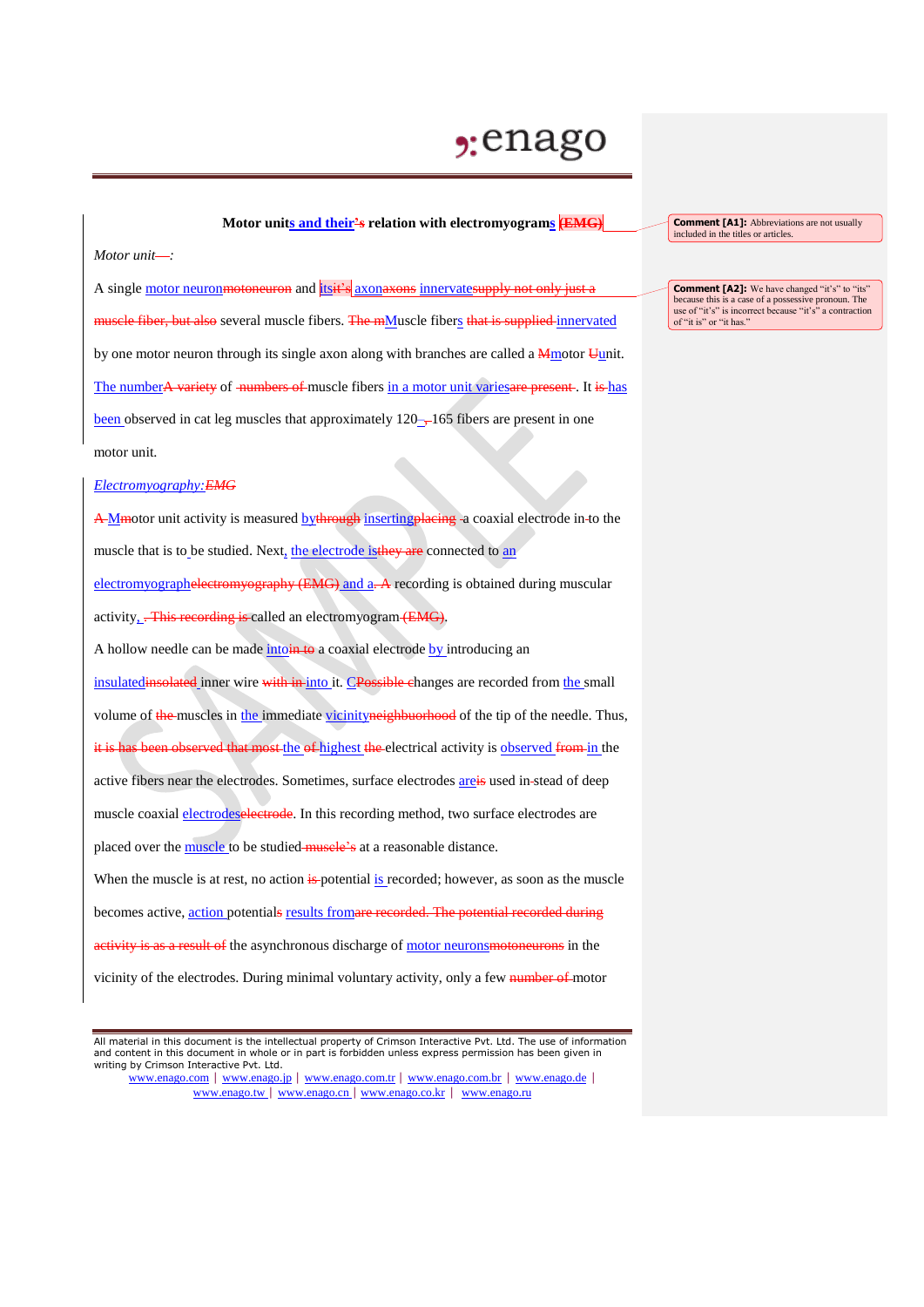**Motor units and their~~'s~~ relation with electromyograms ~~(EMG)~~**

*Motor unit~~—~~:*

A single motor neuron~~motoneuron~~ and its~~it's~~ axon~~axons~~ innervate~~supply not only just a muscle fiber, but also~~ several muscle fibers. ~~The m~~Muscle fibers ~~that is supplied~~ innervated by one motor neuron through its single axon along with branches are called a ~~M~~motor ~~U~~unit. The number~~A variety~~ of ~~numbers of~~ muscle fibers in a motor unit varies~~are present~~. It ~~is~~ has been observed in cat leg muscles that approximately 120–~~,~~165 fibers are present in one motor unit.

*Electromyography:~~EMG~~*

~~A~~ Motor unit activity is measured by~~through~~ inserting~~placing~~ a coaxial electrode in~~to~~ the muscle that is to be studied. Next, the electrode is~~they are~~ connected to an electromyograph~~electromyography (EMG)~~ and a~~. A~~ recording is obtained during muscular activity, ~~. This recording is~~ called an electromyogram ~~(EMG)~~.

A hollow needle can be made into~~in to~~ a coaxial electrode by introducing an insulated~~insolated~~ inner wire ~~with in~~ into it. C~~Possible c~~hanges are recorded from the small volume of ~~the~~ muscles in the immediate vicinity~~neighbuorhood~~ of the tip of the needle. Thus, ~~it is has been observed that most~~ the ~~of~~ highest ~~the~~ electrical activity is observed ~~from~~ in the active fibers near the electrodes. Sometimes, surface electrodes are~~is~~ used in-stead of deep muscle coaxial electrodes~~electrode~~. In this recording method, two surface electrodes are placed over the muscle to be studied ~~muscle's~~ at a reasonable distance.

When the muscle is at rest, no action ~~is~~ potential is recorded; however, as soon as the muscle becomes active, action potentials results from~~are recorded. The potential recorded during activity is as a result of~~ the asynchronous discharge of motor neurons~~motoneurons~~ in the vicinity of the electrodes. During minimal voluntary activity, only a few ~~number of~~ motor

> **Comment [A1]:** Abbreviations are not usually included in the titles or articles.

> **Comment [A2]:** We have changed "it's" to "its" because this is a case of a possessive pronoun. The use of "it's" is incorrect because "it's" a contraction of "it is" or "it has."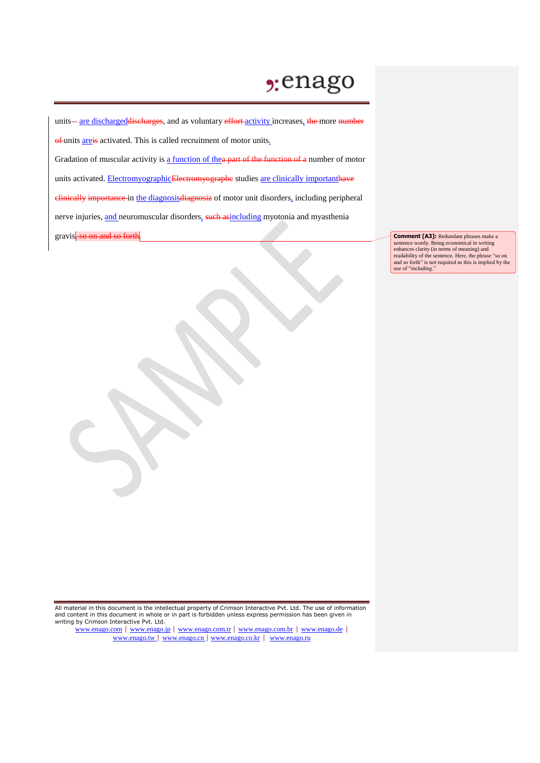units— are dischargeddischarges, and as voluntary effort activity increases, the more number of units areis activated. This is called recruitment of motor units.

Gradation of muscular activity is a function of thea part of the function of a number of motor units activated. ElectromyographicElectromyographe studies are clinically importanthave clinically importance in the diagnosisdiagnosiz of motor unit disorders, including peripheral nerve injuries, and neuromuscular disorders, such asincluding myotonia and myasthenia gravis, so on and so forth.

**Comment [A3]:** Redundant phrases make a sentence wordy. Being economical in writing enhances clarity (in terms of meaning) and readability of the sentence. Here, the phrase "so on and so forth" is not required as this is implied by the use of "including."

All material in this document is the intellectual property of Crimson Interactive Pvt. Ltd. The use of information and content in this document in whole or in part is forbidden unless express permission has been given in writing by Crimson Interactive Pvt. Ltd.

www.enago.com | www.enago.jp | www.enago.com.tr | www.enago.com.br | www.enago.de | www.enago.tw | www.enago.cn | www.enago.co.kr | www.enago.ru